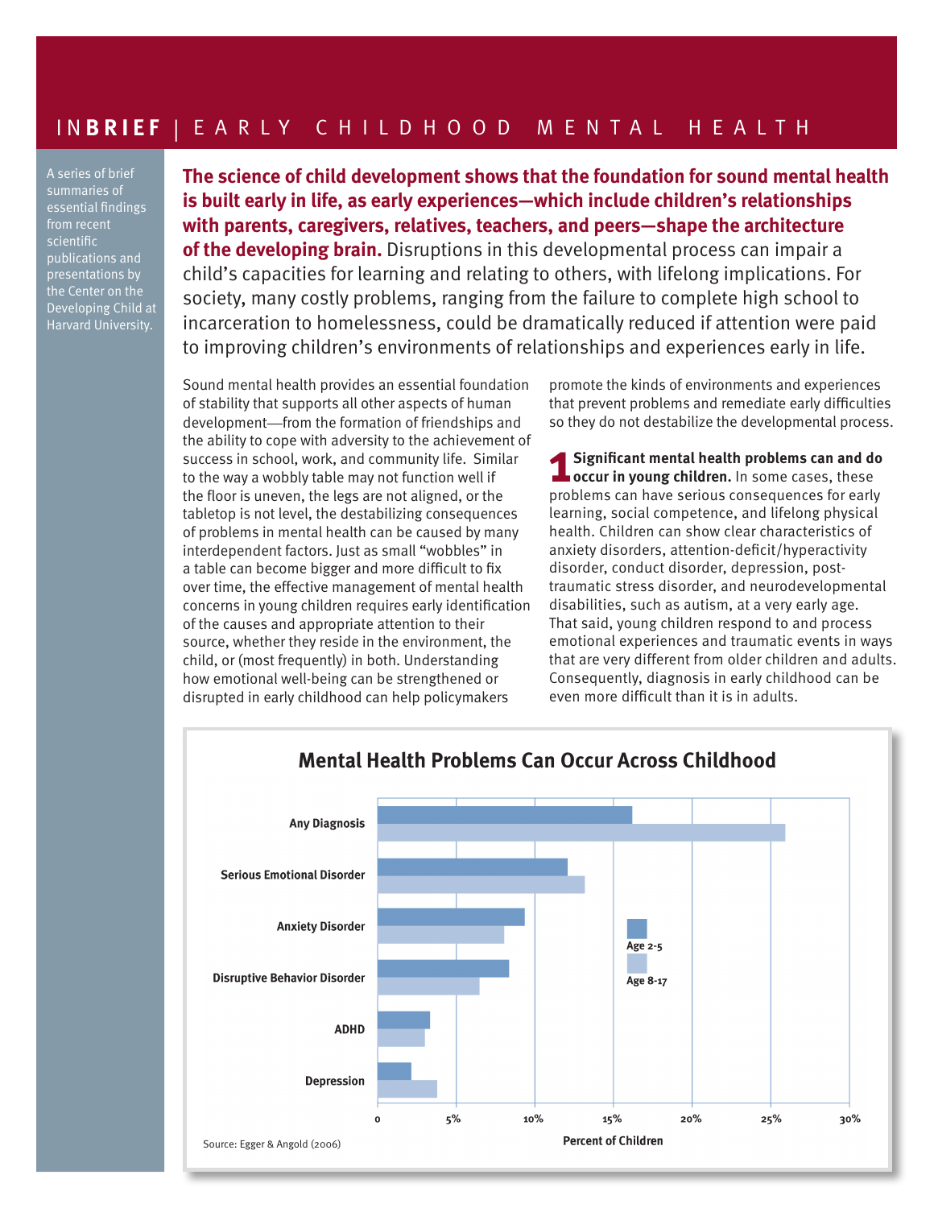# INBRIEF | EARLY CHILDHOOD MENTAL HEALTH

A series of brief summaries of essential findings from recent scientific publications and presentations by the Center on the Developing Child at Harvard University.

**The science of child development shows that the foundation for sound mental health is built early in life, as early experiences—which include children's relationships with parents, caregivers, relatives, teachers, and peers—shape the architecture of the developing brain.** Disruptions in this developmental process can impair a child's capacities for learning and relating to others, with lifelong implications. For society, many costly problems, ranging from the failure to complete high school to incarceration to homelessness, could be dramatically reduced if attention were paid to improving children's environments of relationships and experiences early in life.

Sound mental health provides an essential foundation of stability that supports all other aspects of human development—from the formation of friendships and the ability to cope with adversity to the achievement of success in school, work, and community life. Similar to the way a wobbly table may not function well if the floor is uneven, the legs are not aligned, or the tabletop is not level, the destabilizing consequences of problems in mental health can be caused by many interdependent factors. Just as small "wobbles" in a table can become bigger and more difficult to fix over time, the effective management of mental health concerns in young children requires early identification of the causes and appropriate attention to their source, whether they reside in the environment, the child, or (most frequently) in both. Understanding how emotional well-being can be strengthened or disrupted in early childhood can help policymakers promote the kinds of environments and experiences that prevent problems and remediate early difficulties so they do not destabilize the developmental process.

**1 Significant mental health problems can and do occur in young children.** In some cases, these problems can have serious consequences for early learning, social competence, and lifelong physical health. Children can show clear characteristics of anxiety disorders, attention-deficit/hyperactivity disorder, conduct disorder, depression, post-traumatic stress disorder, and neurodevelopmental disabilities, such as autism, at a very early age. That said, young children respond to and process emotional experiences and traumatic events in ways that are very different from older children and adults. Consequently, diagnosis in early childhood can be even more difficult than it is in adults.

**Mental Health Problems Can Occur Across Childhood**

Legend: Age 2-5; Age 8-17

Categories (Percent of Children, 0–30%): Any Diagnosis; Serious Emotional Disorder; Anxiety Disorder; Disruptive Behavior Disorder; ADHD; Depression

Source: Egger & Angold (2006)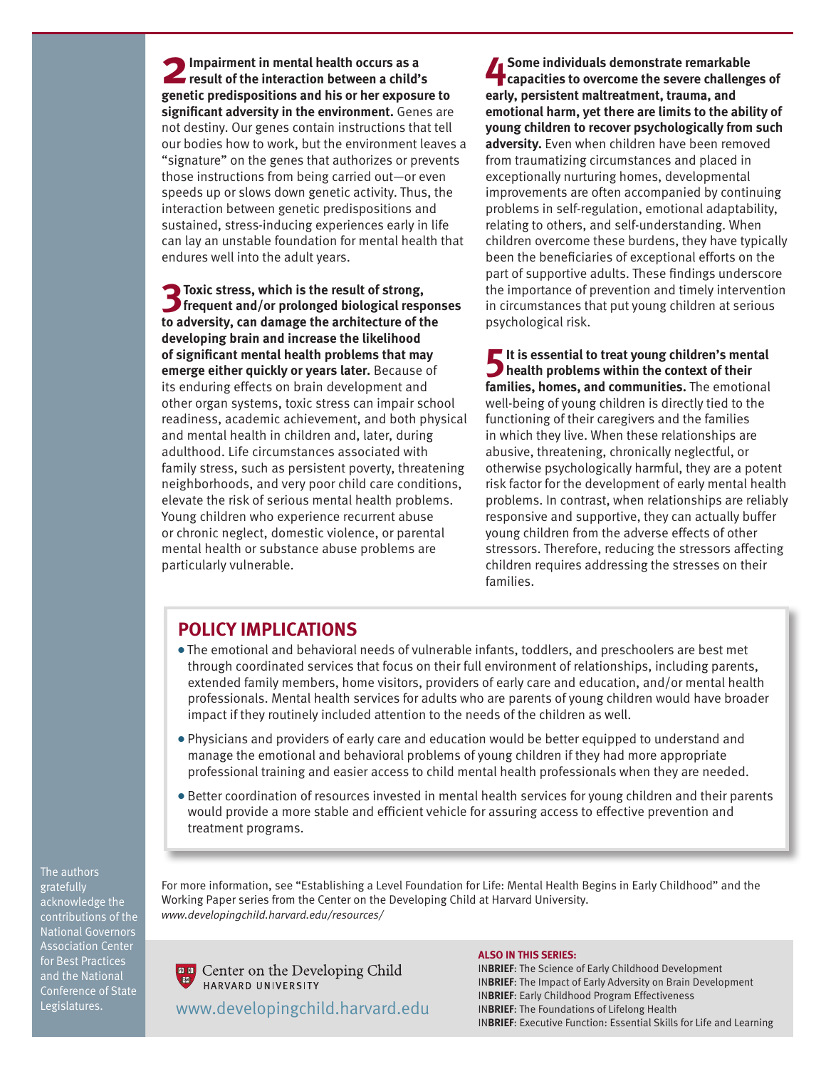**2 Impairment in mental health occurs as a result of the interaction between a child's genetic predispositions and his or her exposure to significant adversity in the environment.** Genes are not destiny. Our genes contain instructions that tell our bodies how to work, but the environment leaves a "signature" on the genes that authorizes or prevents those instructions from being carried out—or even speeds up or slows down genetic activity. Thus, the interaction between genetic predispositions and sustained, stress-inducing experiences early in life can lay an unstable foundation for mental health that endures well into the adult years.

**3 Toxic stress, which is the result of strong, frequent and/or prolonged biological responses to adversity, can damage the architecture of the developing brain and increase the likelihood of significant mental health problems that may emerge either quickly or years later.** Because of its enduring effects on brain development and other organ systems, toxic stress can impair school readiness, academic achievement, and both physical and mental health in children and, later, during adulthood. Life circumstances associated with family stress, such as persistent poverty, threatening neighborhoods, and very poor child care conditions, elevate the risk of serious mental health problems. Young children who experience recurrent abuse or chronic neglect, domestic violence, or parental mental health or substance abuse problems are particularly vulnerable.

**4 Some individuals demonstrate remarkable capacities to overcome the severe challenges of early, persistent maltreatment, trauma, and emotional harm, yet there are limits to the ability of young children to recover psychologically from such adversity.** Even when children have been removed from traumatizing circumstances and placed in exceptionally nurturing homes, developmental improvements are often accompanied by continuing problems in self-regulation, emotional adaptability, relating to others, and self-understanding. When children overcome these burdens, they have typically been the beneficiaries of exceptional efforts on the part of supportive adults. These findings underscore the importance of prevention and timely intervention in circumstances that put young children at serious psychological risk.

**5 It is essential to treat young children's mental health problems within the context of their families, homes, and communities.** The emotional well-being of young children is directly tied to the functioning of their caregivers and the families in which they live. When these relationships are abusive, threatening, chronically neglectful, or otherwise psychologically harmful, they are a potent risk factor for the development of early mental health problems. In contrast, when relationships are reliably responsive and supportive, they can actually buffer young children from the adverse effects of other stressors. Therefore, reducing the stressors affecting children requires addressing the stresses on their families.

## POLICY IMPLICATIONS

- The emotional and behavioral needs of vulnerable infants, toddlers, and preschoolers are best met through coordinated services that focus on their full environment of relationships, including parents, extended family members, home visitors, providers of early care and education, and/or mental health professionals. Mental health services for adults who are parents of young children would have broader impact if they routinely included attention to the needs of the children as well.
- Physicians and providers of early care and education would be better equipped to understand and manage the emotional and behavioral problems of young children if they had more appropriate professional training and easier access to child mental health professionals when they are needed.
- Better coordination of resources invested in mental health services for young children and their parents would provide a more stable and efficient vehicle for assuring access to effective prevention and treatment programs.

The authors gratefully acknowledge the contributions of the National Governors Association Center for Best Practices and the National Conference of State Legislatures.

For more information, see "Establishing a Level Foundation for Life: Mental Health Begins in Early Childhood" and the Working Paper series from the Center on the Developing Child at Harvard University.
*www.developingchild.harvard.edu/resources/*

Center on the Developing Child
HARVARD UNIVERSITY

www.developingchild.harvard.edu

**ALSO IN THIS SERIES:**

IN**BRIEF**: The Science of Early Childhood Development
IN**BRIEF**: The Impact of Early Adversity on Brain Development
IN**BRIEF**: Early Childhood Program Effectiveness
IN**BRIEF**: The Foundations of Lifelong Health
IN**BRIEF**: Executive Function: Essential Skills for Life and Learning